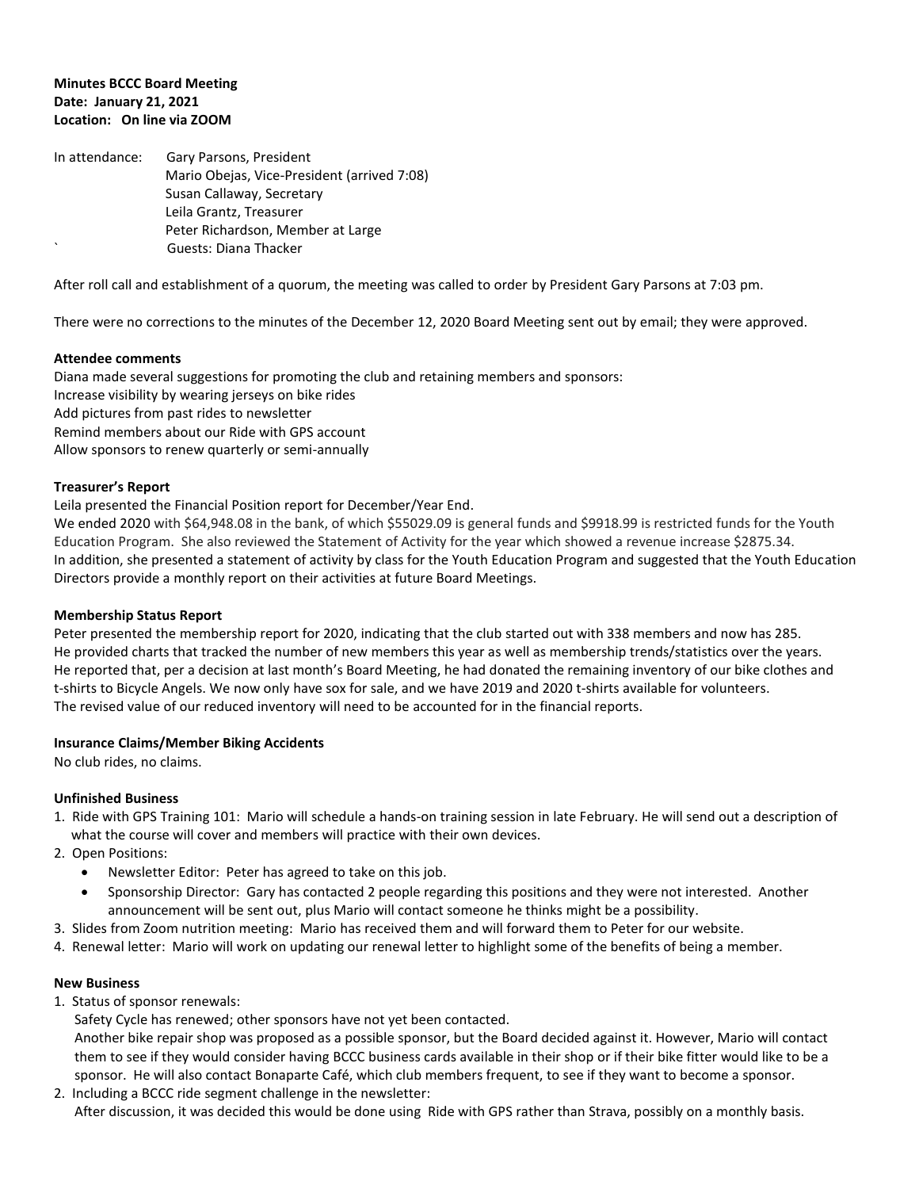**Minutes BCCC Board Meeting**
**Date: January 21, 2021**
**Location: On line via ZOOM**

In attendance: Gary Parsons, President
Mario Obejas, Vice-President (arrived 7:08)
Susan Callaway, Secretary
Leila Grantz, Treasurer
Peter Richardson, Member at Large
` Guests: Diana Thacker

After roll call and establishment of a quorum, the meeting was called to order by President Gary Parsons at 7:03 pm.

There were no corrections to the minutes of the December 12, 2020 Board Meeting sent out by email; they were approved.

**Attendee comments**

Diana made several suggestions for promoting the club and retaining members and sponsors:
Increase visibility by wearing jerseys on bike rides
Add pictures from past rides to newsletter
Remind members about our Ride with GPS account
Allow sponsors to renew quarterly or semi-annually

**Treasurer's Report**

Leila presented the Financial Position report for December/Year End.
We ended 2020 with $64,948.08 in the bank, of which $55029.09 is general funds and $9918.99 is restricted funds for the Youth Education Program. She also reviewed the Statement of Activity for the year which showed a revenue increase $2875.34.
In addition, she presented a statement of activity by class for the Youth Education Program and suggested that the Youth Education Directors provide a monthly report on their activities at future Board Meetings.

**Membership Status Report**

Peter presented the membership report for 2020, indicating that the club started out with 338 members and now has 285.
He provided charts that tracked the number of new members this year as well as membership trends/statistics over the years.
He reported that, per a decision at last month's Board Meeting, he had donated the remaining inventory of our bike clothes and t-shirts to Bicycle Angels. We now only have sox for sale, and we have 2019 and 2020 t-shirts available for volunteers.
The revised value of our reduced inventory will need to be accounted for in the financial reports.

**Insurance Claims/Member Biking Accidents**

No club rides, no claims.

**Unfinished Business**

1. Ride with GPS Training 101: Mario will schedule a hands-on training session in late February. He will send out a description of what the course will cover and members will practice with their own devices.
2. Open Positions:
   - Newsletter Editor: Peter has agreed to take on this job.
   - Sponsorship Director: Gary has contacted 2 people regarding this positions and they were not interested. Another announcement will be sent out, plus Mario will contact someone he thinks might be a possibility.
3. Slides from Zoom nutrition meeting: Mario has received them and will forward them to Peter for our website.
4. Renewal letter: Mario will work on updating our renewal letter to highlight some of the benefits of being a member.

**New Business**

1. Status of sponsor renewals:
   Safety Cycle has renewed; other sponsors have not yet been contacted.
   Another bike repair shop was proposed as a possible sponsor, but the Board decided against it. However, Mario will contact them to see if they would consider having BCCC business cards available in their shop or if their bike fitter would like to be a sponsor. He will also contact Bonaparte Café, which club members frequent, to see if they want to become a sponsor.
2. Including a BCCC ride segment challenge in the newsletter:
   After discussion, it was decided this would be done using Ride with GPS rather than Strava, possibly on a monthly basis.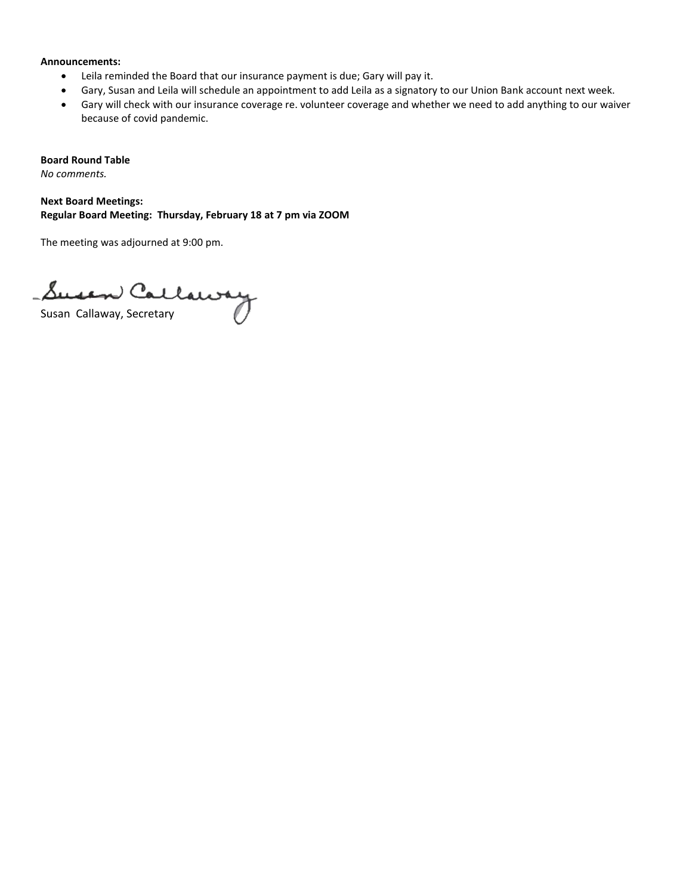**Announcements:**

- Leila reminded the Board that our insurance payment is due; Gary will pay it.
- Gary, Susan and Leila will schedule an appointment to add Leila as a signatory to our Union Bank account next week.
- Gary will check with our insurance coverage re. volunteer coverage and whether we need to add anything to our waiver because of covid pandemic.

**Board Round Table**

*No comments.*

**Next Board Meetings:**
**Regular Board Meeting: Thursday, February 18 at 7 pm via ZOOM**

The meeting was adjourned at 9:00 pm.

Susan Callaway

Susan Callaway, Secretary